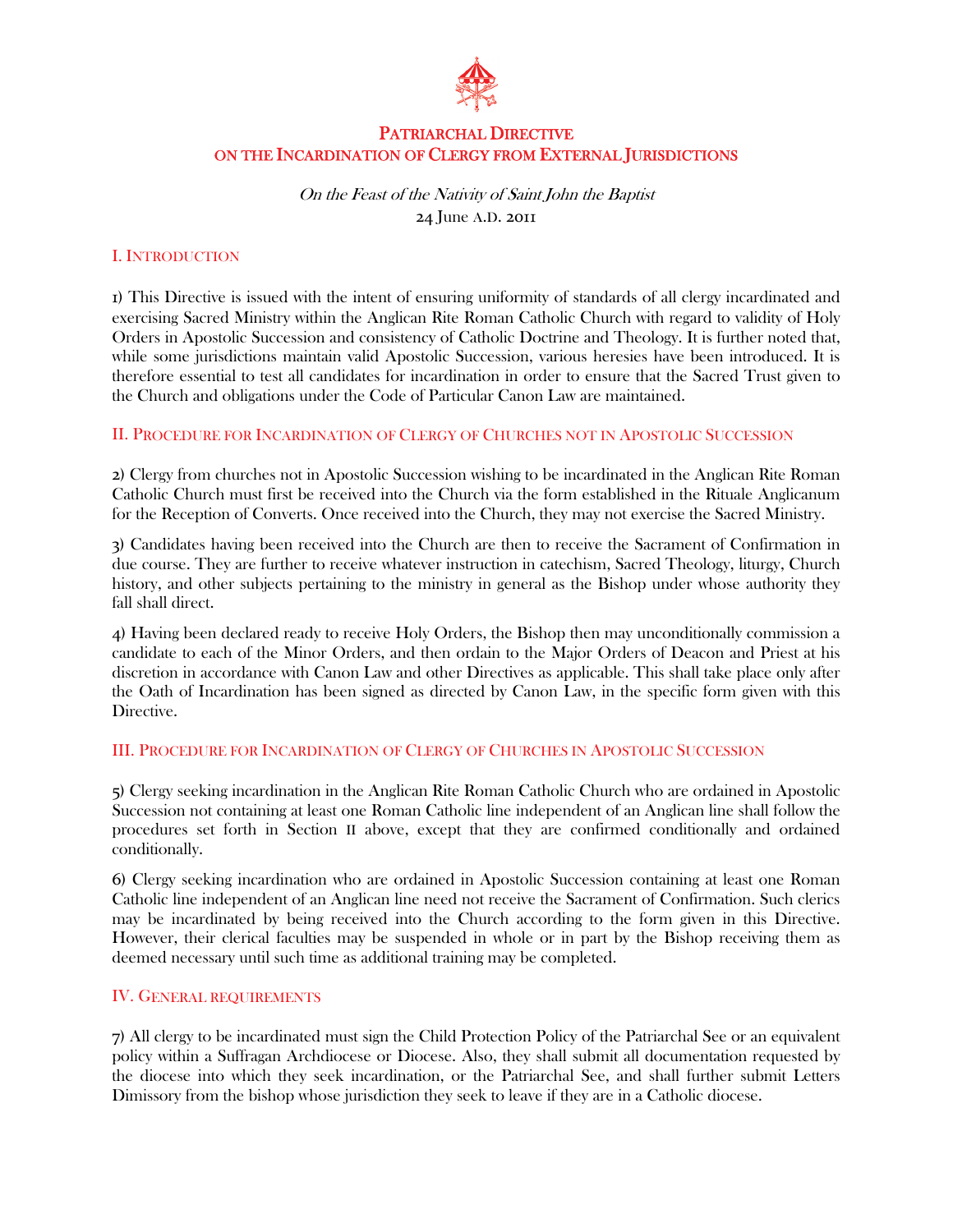# Patriarchal Directive
# on the Incardination of Clergy from External Jurisdictions

*On the Feast of the Nativity of Saint John the Baptist*

24 June A.D. 2011

## I. Introduction

1) This Directive is issued with the intent of ensuring uniformity of standards of all clergy incardinated and exercising Sacred Ministry within the Anglican Rite Roman Catholic Church with regard to validity of Holy Orders in Apostolic Succession and consistency of Catholic Doctrine and Theology. It is further noted that, while some jurisdictions maintain valid Apostolic Succession, various heresies have been introduced. It is therefore essential to test all candidates for incardination in order to ensure that the Sacred Trust given to the Church and obligations under the Code of Particular Canon Law are maintained.

## II. Procedure for Incardination of Clergy of Churches not in Apostolic Succession

2) Clergy from churches not in Apostolic Succession wishing to be incardinated in the Anglican Rite Roman Catholic Church must first be received into the Church via the form established in the Rituale Anglicanum for the Reception of Converts. Once received into the Church, they may not exercise the Sacred Ministry.

3) Candidates having been received into the Church are then to receive the Sacrament of Confirmation in due course. They are further to receive whatever instruction in catechism, Sacred Theology, liturgy, Church history, and other subjects pertaining to the ministry in general as the Bishop under whose authority they fall shall direct.

4) Having been declared ready to receive Holy Orders, the Bishop then may unconditionally commission a candidate to each of the Minor Orders, and then ordain to the Major Orders of Deacon and Priest at his discretion in accordance with Canon Law and other Directives as applicable. This shall take place only after the Oath of Incardination has been signed as directed by Canon Law, in the specific form given with this Directive.

## III. Procedure for Incardination of Clergy of Churches in Apostolic Succession

5) Clergy seeking incardination in the Anglican Rite Roman Catholic Church who are ordained in Apostolic Succession not containing at least one Roman Catholic line independent of an Anglican line shall follow the procedures set forth in Section II above, except that they are confirmed conditionally and ordained conditionally.

6) Clergy seeking incardination who are ordained in Apostolic Succession containing at least one Roman Catholic line independent of an Anglican line need not receive the Sacrament of Confirmation. Such clerics may be incardinated by being received into the Church according to the form given in this Directive. However, their clerical faculties may be suspended in whole or in part by the Bishop receiving them as deemed necessary until such time as additional training may be completed.

## IV. General requirements

7) All clergy to be incardinated must sign the Child Protection Policy of the Patriarchal See or an equivalent policy within a Suffragan Archdiocese or Diocese. Also, they shall submit all documentation requested by the diocese into which they seek incardination, or the Patriarchal See, and shall further submit Letters Dimissory from the bishop whose jurisdiction they seek to leave if they are in a Catholic diocese.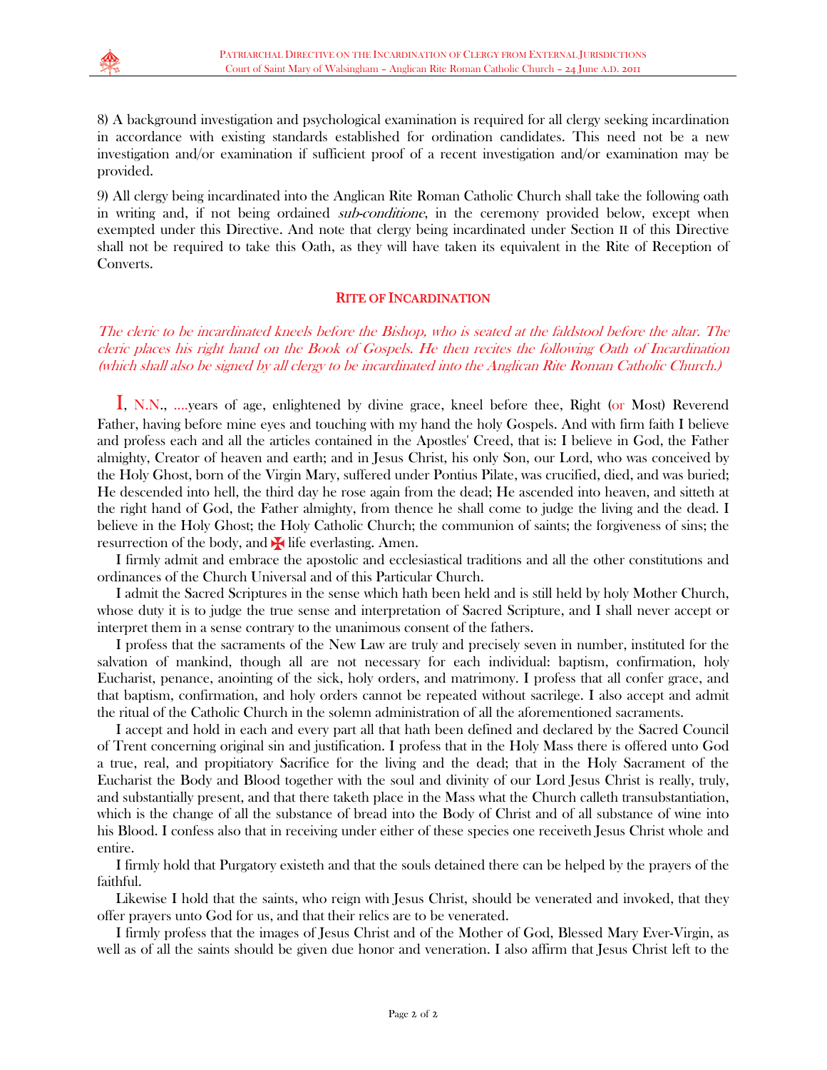8) A background investigation and psychological examination is required for all clergy seeking incardination in accordance with existing standards established for ordination candidates. This need not be a new investigation and/or examination if sufficient proof of a recent investigation and/or examination may be provided.

9) All clergy being incardinated into the Anglican Rite Roman Catholic Church shall take the following oath in writing and, if not being ordained *sub-conditione*, in the ceremony provided below, except when exempted under this Directive. And note that clergy being incardinated under Section II of this Directive shall not be required to take this Oath, as they will have taken its equivalent in the Rite of Reception of Converts.

## RITE OF INCARDINATION

*The cleric to be incardinated kneels before the Bishop, who is seated at the faldstool before the altar. The cleric places his right hand on the Book of Gospels. He then recites the following Oath of Incardination (which shall also be signed by all clergy to be incardinated into the Anglican Rite Roman Catholic Church.)*

I, N.N., ....years of age, enlightened by divine grace, kneel before thee, Right (or Most) Reverend Father, having before mine eyes and touching with my hand the holy Gospels. And with firm faith I believe and profess each and all the articles contained in the Apostles' Creed, that is: I believe in God, the Father almighty, Creator of heaven and earth; and in Jesus Christ, his only Son, our Lord, who was conceived by the Holy Ghost, born of the Virgin Mary, suffered under Pontius Pilate, was crucified, died, and was buried; He descended into hell, the third day he rose again from the dead; He ascended into heaven, and sitteth at the right hand of God, the Father almighty, from thence he shall come to judge the living and the dead. I believe in the Holy Ghost; the Holy Catholic Church; the communion of saints; the forgiveness of sins; the resurrection of the body, and ✠ life everlasting. Amen.

I firmly admit and embrace the apostolic and ecclesiastical traditions and all the other constitutions and ordinances of the Church Universal and of this Particular Church.

I admit the Sacred Scriptures in the sense which hath been held and is still held by holy Mother Church, whose duty it is to judge the true sense and interpretation of Sacred Scripture, and I shall never accept or interpret them in a sense contrary to the unanimous consent of the fathers.

I profess that the sacraments of the New Law are truly and precisely seven in number, instituted for the salvation of mankind, though all are not necessary for each individual: baptism, confirmation, holy Eucharist, penance, anointing of the sick, holy orders, and matrimony. I profess that all confer grace, and that baptism, confirmation, and holy orders cannot be repeated without sacrilege. I also accept and admit the ritual of the Catholic Church in the solemn administration of all the aforementioned sacraments.

I accept and hold in each and every part all that hath been defined and declared by the Sacred Council of Trent concerning original sin and justification. I profess that in the Holy Mass there is offered unto God a true, real, and propitiatory Sacrifice for the living and the dead; that in the Holy Sacrament of the Eucharist the Body and Blood together with the soul and divinity of our Lord Jesus Christ is really, truly, and substantially present, and that there taketh place in the Mass what the Church calleth transubstantiation, which is the change of all the substance of bread into the Body of Christ and of all substance of wine into his Blood. I confess also that in receiving under either of these species one receiveth Jesus Christ whole and entire.

I firmly hold that Purgatory existeth and that the souls detained there can be helped by the prayers of the faithful.

Likewise I hold that the saints, who reign with Jesus Christ, should be venerated and invoked, that they offer prayers unto God for us, and that their relics are to be venerated.

I firmly profess that the images of Jesus Christ and of the Mother of God, Blessed Mary Ever-Virgin, as well as of all the saints should be given due honor and veneration. I also affirm that Jesus Christ left to the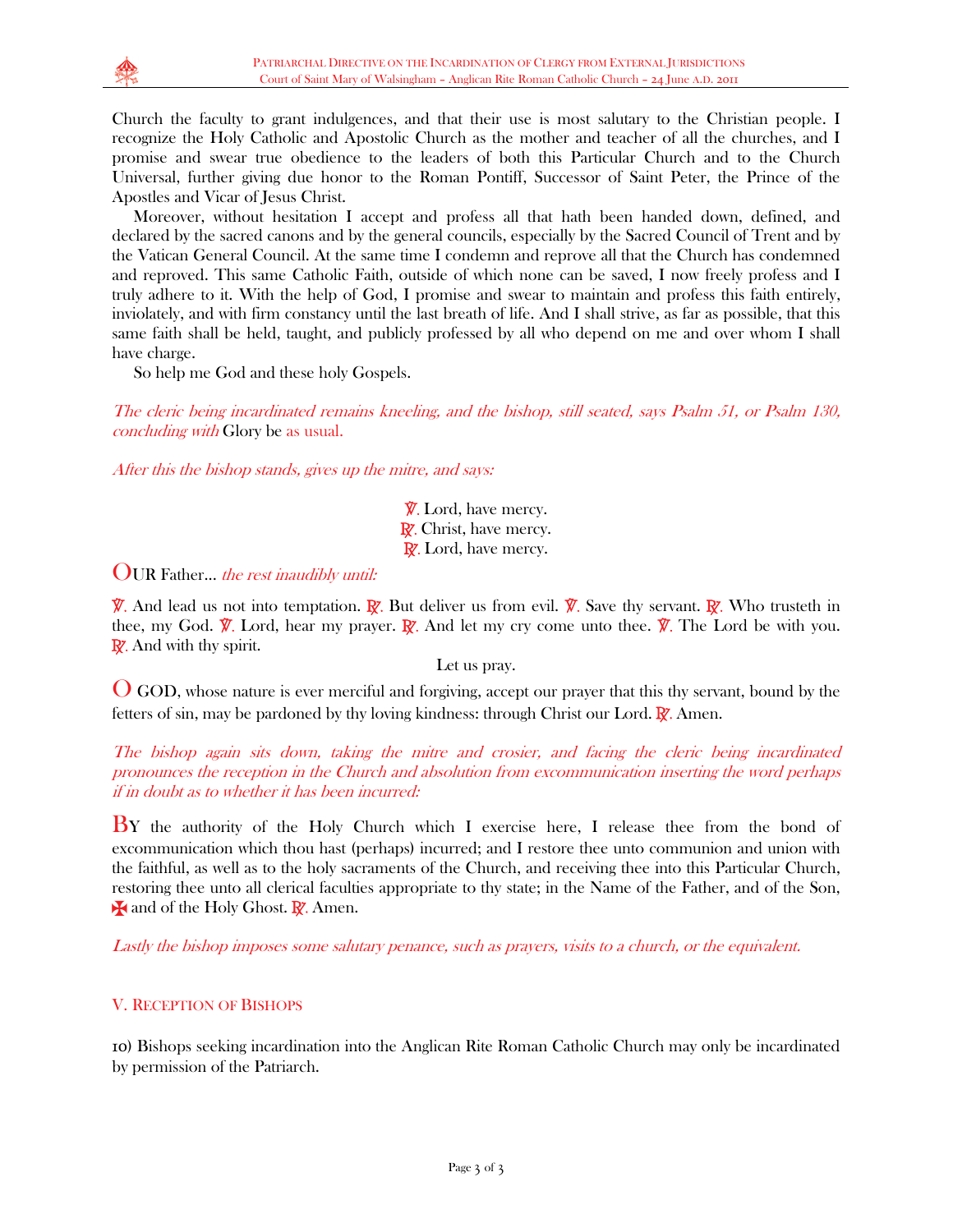Church the faculty to grant indulgences, and that their use is most salutary to the Christian people. I recognize the Holy Catholic and Apostolic Church as the mother and teacher of all the churches, and I promise and swear true obedience to the leaders of both this Particular Church and to the Church Universal, further giving due honor to the Roman Pontiff, Successor of Saint Peter, the Prince of the Apostles and Vicar of Jesus Christ.

Moreover, without hesitation I accept and profess all that hath been handed down, defined, and declared by the sacred canons and by the general councils, especially by the Sacred Council of Trent and by the Vatican General Council. At the same time I condemn and reprove all that the Church has condemned and reproved. This same Catholic Faith, outside of which none can be saved, I now freely profess and I truly adhere to it. With the help of God, I promise and swear to maintain and profess this faith entirely, inviolately, and with firm constancy until the last breath of life. And I shall strive, as far as possible, that this same faith shall be held, taught, and publicly professed by all who depend on me and over whom I shall have charge.

So help me God and these holy Gospels.

*The cleric being incardinated remains kneeling, and the bishop, still seated, says Psalm 51, or Psalm 130, concluding with* Glory be *as usual.*

*After this the bishop stands, gives up the mitre, and says:*

℣. Lord, have mercy.
℟. Christ, have mercy.
℟. Lord, have mercy.

OUR Father… *the rest inaudibly until:*

℣. And lead us not into temptation. ℟. But deliver us from evil. ℣. Save thy servant. ℟. Who trusteth in thee, my God. ℣. Lord, hear my prayer. ℟. And let my cry come unto thee. ℣. The Lord be with you. ℟. And with thy spirit.

Let us pray.

O GOD, whose nature is ever merciful and forgiving, accept our prayer that this thy servant, bound by the fetters of sin, may be pardoned by thy loving kindness: through Christ our Lord. ℟. Amen.

*The bishop again sits down, taking the mitre and crosier, and facing the cleric being incardinated pronounces the reception in the Church and absolution from excommunication inserting the word perhaps if in doubt as to whether it has been incurred:*

BY the authority of the Holy Church which I exercise here, I release thee from the bond of excommunication which thou hast (perhaps) incurred; and I restore thee unto communion and union with the faithful, as well as to the holy sacraments of the Church, and receiving thee into this Particular Church, restoring thee unto all clerical faculties appropriate to thy state; in the Name of the Father, and of the Son, ✠ and of the Holy Ghost. ℟. Amen.

*Lastly the bishop imposes some salutary penance, such as prayers, visits to a church, or the equivalent.*

## V. Reception of Bishops

10) Bishops seeking incardination into the Anglican Rite Roman Catholic Church may only be incardinated by permission of the Patriarch.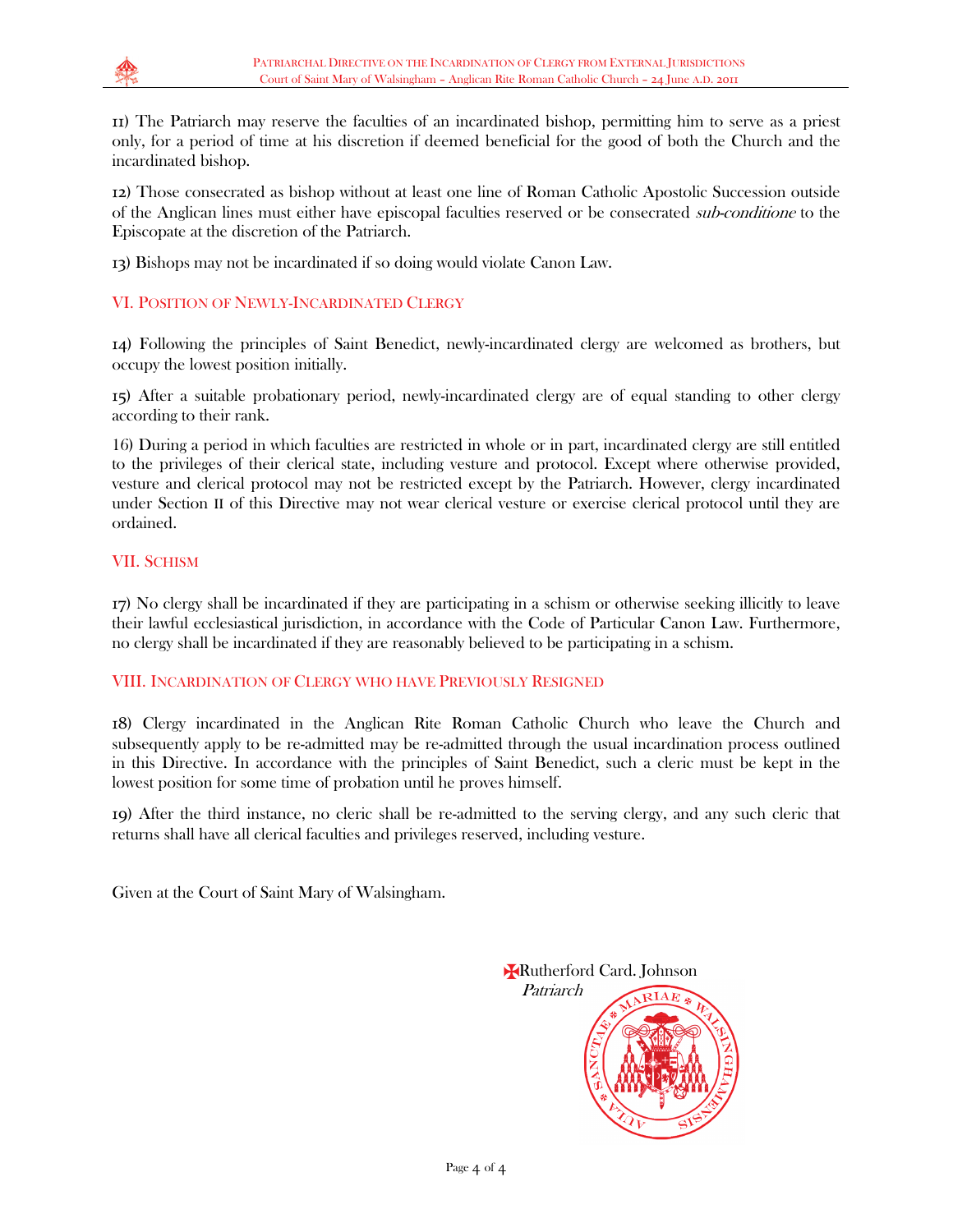11) The Patriarch may reserve the faculties of an incardinated bishop, permitting him to serve as a priest only, for a period of time at his discretion if deemed beneficial for the good of both the Church and the incardinated bishop.

12) Those consecrated as bishop without at least one line of Roman Catholic Apostolic Succession outside of the Anglican lines must either have episcopal faculties reserved or be consecrated *sub-conditione* to the Episcopate at the discretion of the Patriarch.

13) Bishops may not be incardinated if so doing would violate Canon Law.

## VI. Position of Newly-Incardinated Clergy

14) Following the principles of Saint Benedict, newly-incardinated clergy are welcomed as brothers, but occupy the lowest position initially.

15) After a suitable probationary period, newly-incardinated clergy are of equal standing to other clergy according to their rank.

16) During a period in which faculties are restricted in whole or in part, incardinated clergy are still entitled to the privileges of their clerical state, including vesture and protocol. Except where otherwise provided, vesture and clerical protocol may not be restricted except by the Patriarch. However, clergy incardinated under Section II of this Directive may not wear clerical vesture or exercise clerical protocol until they are ordained.

## VII. Schism

17) No clergy shall be incardinated if they are participating in a schism or otherwise seeking illicitly to leave their lawful ecclesiastical jurisdiction, in accordance with the Code of Particular Canon Law. Furthermore, no clergy shall be incardinated if they are reasonably believed to be participating in a schism.

## VIII. Incardination of Clergy who have Previously Resigned

18) Clergy incardinated in the Anglican Rite Roman Catholic Church who leave the Church and subsequently apply to be re-admitted may be re-admitted through the usual incardination process outlined in this Directive. In accordance with the principles of Saint Benedict, such a cleric must be kept in the lowest position for some time of probation until he proves himself.

19) After the third instance, no cleric shall be re-admitted to the serving clergy, and any such cleric that returns shall have all clerical faculties and privileges reserved, including vesture.

Given at the Court of Saint Mary of Walsingham.

✠Rutherford Card. Johnson
*Patriarch*

AULA SANCTAE MARIAE WALSINGHAMENSIS